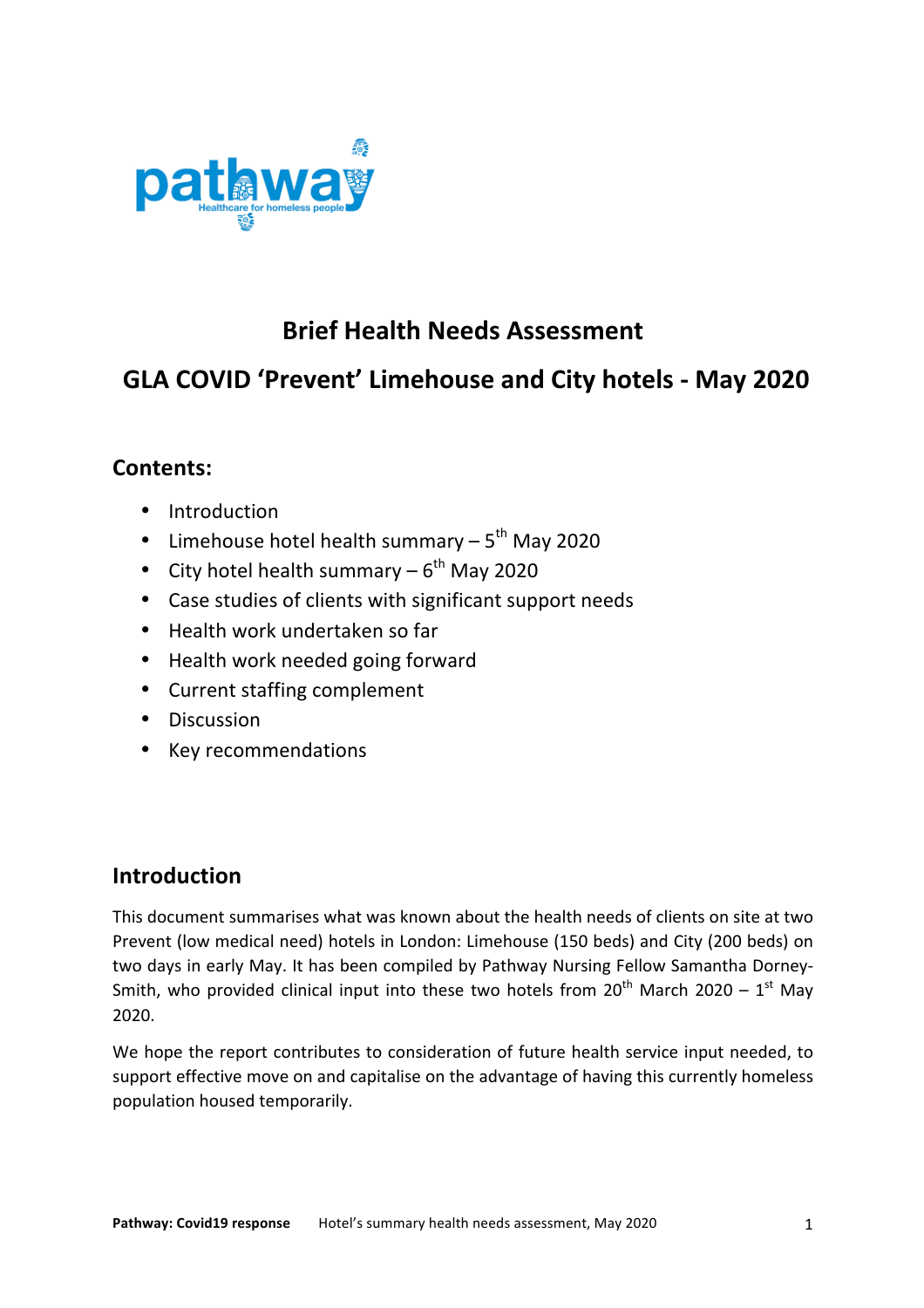pathway
Healthcare for homeless people

# Brief Health Needs Assessment

# GLA COVID 'Prevent' Limehouse and City hotels - May 2020

## Contents:

- Introduction
- Limehouse hotel health summary – 5th May 2020
- City hotel health summary – 6th May 2020
- Case studies of clients with significant support needs
- Health work undertaken so far
- Health work needed going forward
- Current staffing complement
- Discussion
- Key recommendations

## Introduction

This document summarises what was known about the health needs of clients on site at two Prevent (low medical need) hotels in London: Limehouse (150 beds) and City (200 beds) on two days in early May. It has been compiled by Pathway Nursing Fellow Samantha Dorney-Smith, who provided clinical input into these two hotels from 20th March 2020 – 1st May 2020.

We hope the report contributes to consideration of future health service input needed, to support effective move on and capitalise on the advantage of having this currently homeless population housed temporarily.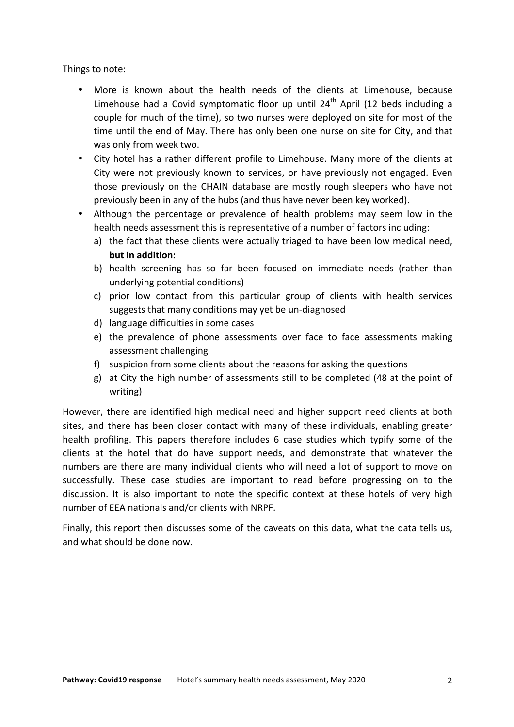Things to note:

- More is known about the health needs of the clients at Limehouse, because Limehouse had a Covid symptomatic floor up until 24th April (12 beds including a couple for much of the time), so two nurses were deployed on site for most of the time until the end of May. There has only been one nurse on site for City, and that was only from week two.
- City hotel has a rather different profile to Limehouse. Many more of the clients at City were not previously known to services, or have previously not engaged. Even those previously on the CHAIN database are mostly rough sleepers who have not previously been in any of the hubs (and thus have never been key worked).
- Although the percentage or prevalence of health problems may seem low in the health needs assessment this is representative of a number of factors including:
  a) the fact that these clients were actually triaged to have been low medical need, **but in addition:**
  b) health screening has so far been focused on immediate needs (rather than underlying potential conditions)
  c) prior low contact from this particular group of clients with health services suggests that many conditions may yet be un-diagnosed
  d) language difficulties in some cases
  e) the prevalence of phone assessments over face to face assessments making assessment challenging
  f) suspicion from some clients about the reasons for asking the questions
  g) at City the high number of assessments still to be completed (48 at the point of writing)

However, there are identified high medical need and higher support need clients at both sites, and there has been closer contact with many of these individuals, enabling greater health profiling. This papers therefore includes 6 case studies which typify some of the clients at the hotel that do have support needs, and demonstrate that whatever the numbers are there are many individual clients who will need a lot of support to move on successfully. These case studies are important to read before progressing on to the discussion. It is also important to note the specific context at these hotels of very high number of EEA nationals and/or clients with NRPF.

Finally, this report then discusses some of the caveats on this data, what the data tells us, and what should be done now.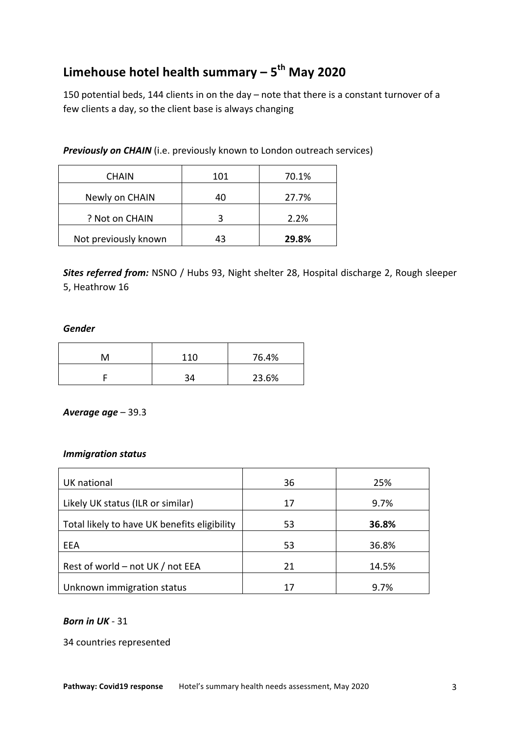## Limehouse hotel health summary – 5th May 2020

150 potential beds, 144 clients in on the day – note that there is a constant turnover of a few clients a day, so the client base is always changing

***Previously on CHAIN*** (i.e. previously known to London outreach services)

| | | |
|---|---|---|
| CHAIN | 101 | 70.1% |
| Newly on CHAIN | 40 | 27.7% |
| ? Not on CHAIN | 3 | 2.2% |
| Not previously known | 43 | **29.8%** |

***Sites referred from:*** NSNO / Hubs 93, Night shelter 28, Hospital discharge 2, Rough sleeper 5, Heathrow 16

***Gender***

| | | |
|---|---|---|
| M | 110 | 76.4% |
| F | 34 | 23.6% |

***Average age*** – 39.3

***Immigration status***

| | | |
|---|---|---|
| UK national | 36 | 25% |
| Likely UK status (ILR or similar) | 17 | 9.7% |
| Total likely to have UK benefits eligibility | 53 | **36.8%** |
| EEA | 53 | 36.8% |
| Rest of world – not UK / not EEA | 21 | 14.5% |
| Unknown immigration status | 17 | 9.7% |

***Born in UK*** - 31

34 countries represented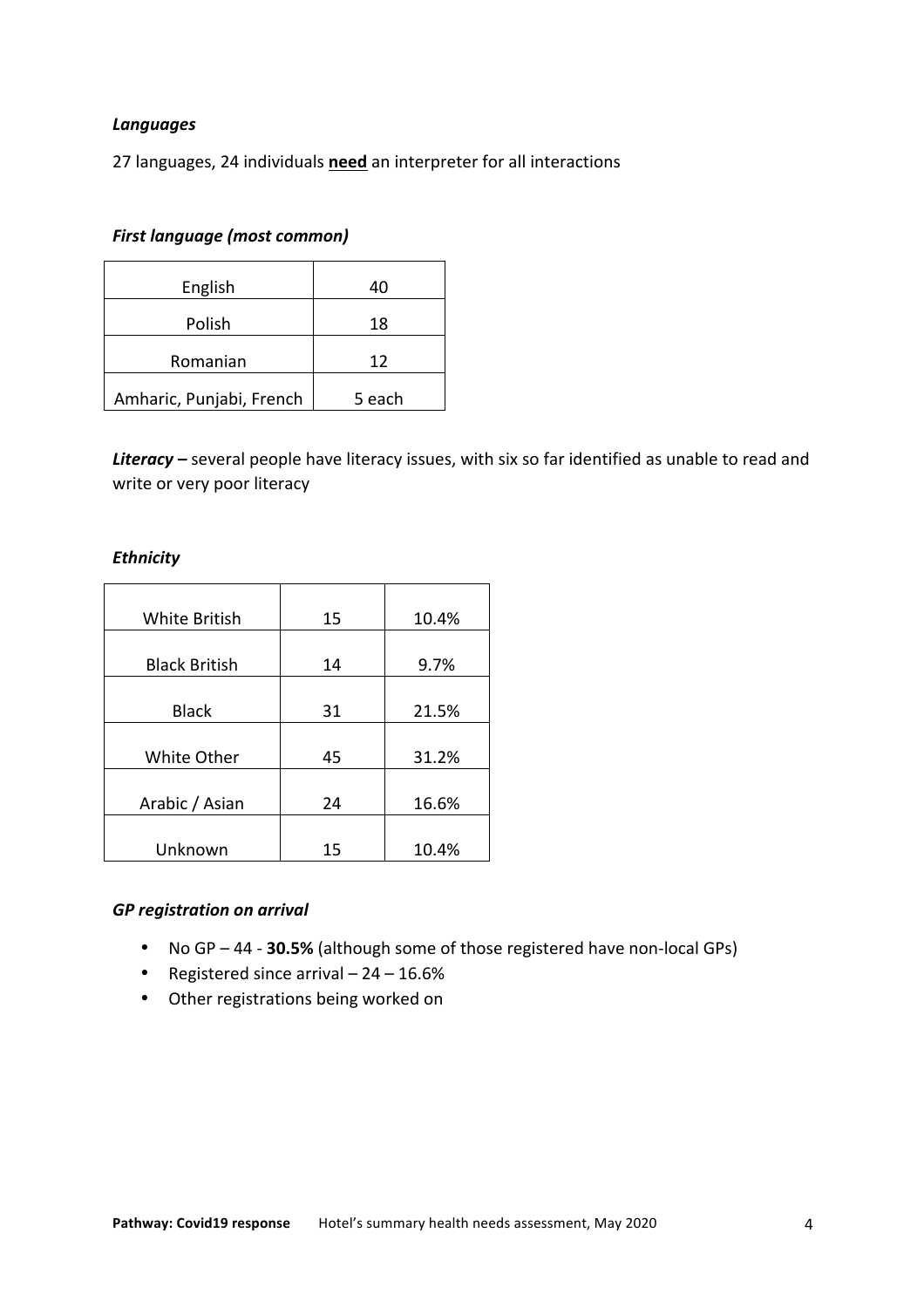***Languages***

27 languages, 24 individuals **<u>need</u>** an interpreter for all interactions

***First language (most common)***

| | |
|---|---|
| English | 40 |
| Polish | 18 |
| Romanian | 12 |
| Amharic, Punjabi, French | 5 each |

***Literacy –*** several people have literacy issues, with six so far identified as unable to read and write or very poor literacy

***Ethnicity***

| | | |
|---|---|---|
| White British | 15 | 10.4% |
| Black British | 14 | 9.7% |
| Black | 31 | 21.5% |
| White Other | 45 | 31.2% |
| Arabic / Asian | 24 | 16.6% |
| Unknown | 15 | 10.4% |

***GP registration on arrival***

- No GP – 44 - **30.5%** (although some of those registered have non-local GPs)
- Registered since arrival – 24 – 16.6%
- Other registrations being worked on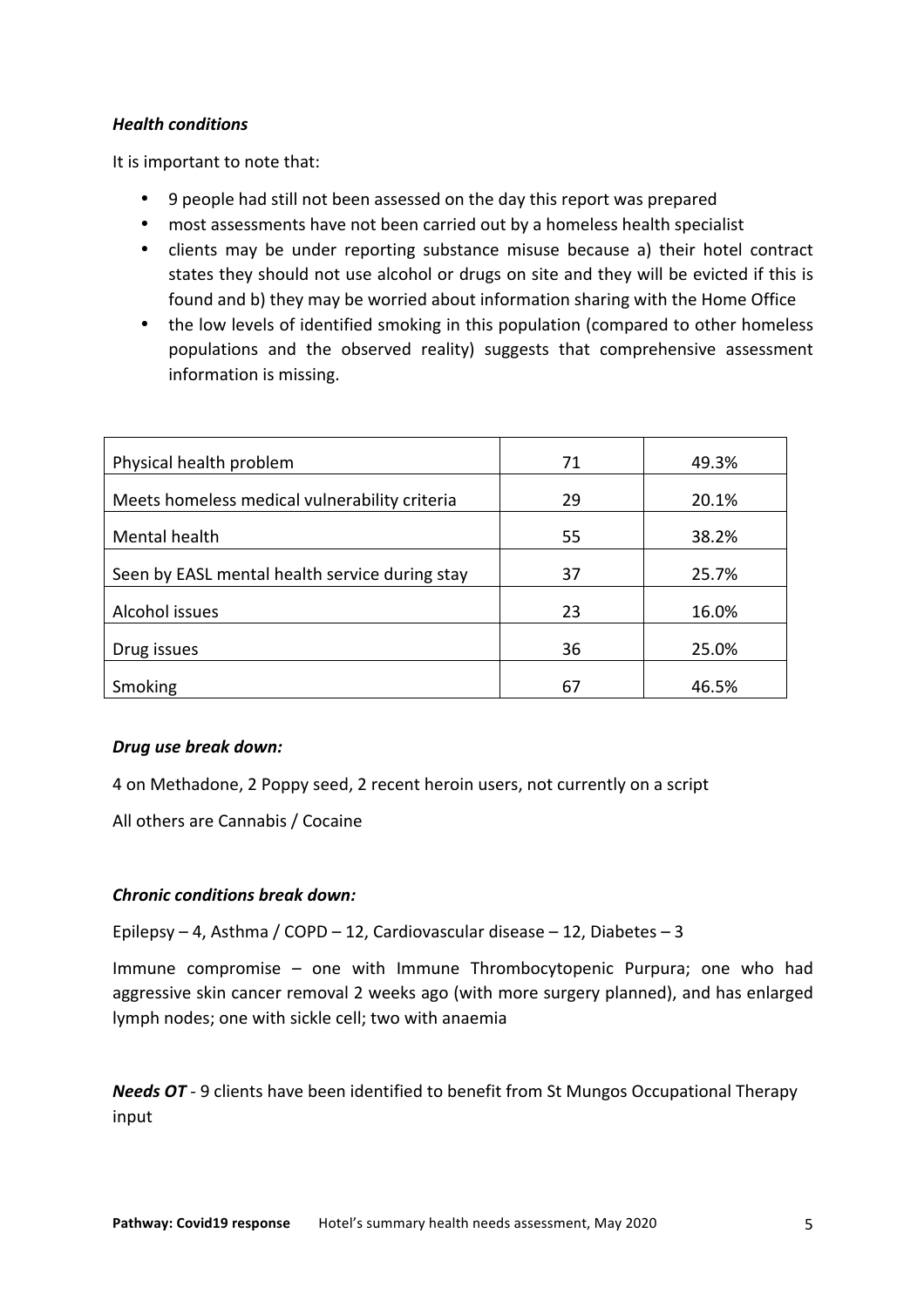***Health conditions***

It is important to note that:

- 9 people had still not been assessed on the day this report was prepared
- most assessments have not been carried out by a homeless health specialist
- clients may be under reporting substance misuse because a) their hotel contract states they should not use alcohol or drugs on site and they will be evicted if this is found and b) they may be worried about information sharing with the Home Office
- the low levels of identified smoking in this population (compared to other homeless populations and the observed reality) suggests that comprehensive assessment information is missing.

| | | |
|---|---|---|
| Physical health problem | 71 | 49.3% |
| Meets homeless medical vulnerability criteria | 29 | 20.1% |
| Mental health | 55 | 38.2% |
| Seen by EASL mental health service during stay | 37 | 25.7% |
| Alcohol issues | 23 | 16.0% |
| Drug issues | 36 | 25.0% |
| Smoking | 67 | 46.5% |

***Drug use break down:***

4 on Methadone, 2 Poppy seed, 2 recent heroin users, not currently on a script

All others are Cannabis / Cocaine

***Chronic conditions break down:***

Epilepsy – 4, Asthma / COPD – 12, Cardiovascular disease – 12, Diabetes – 3

Immune compromise – one with Immune Thrombocytopenic Purpura; one who had aggressive skin cancer removal 2 weeks ago (with more surgery planned), and has enlarged lymph nodes; one with sickle cell; two with anaemia

***Needs OT*** - 9 clients have been identified to benefit from St Mungos Occupational Therapy input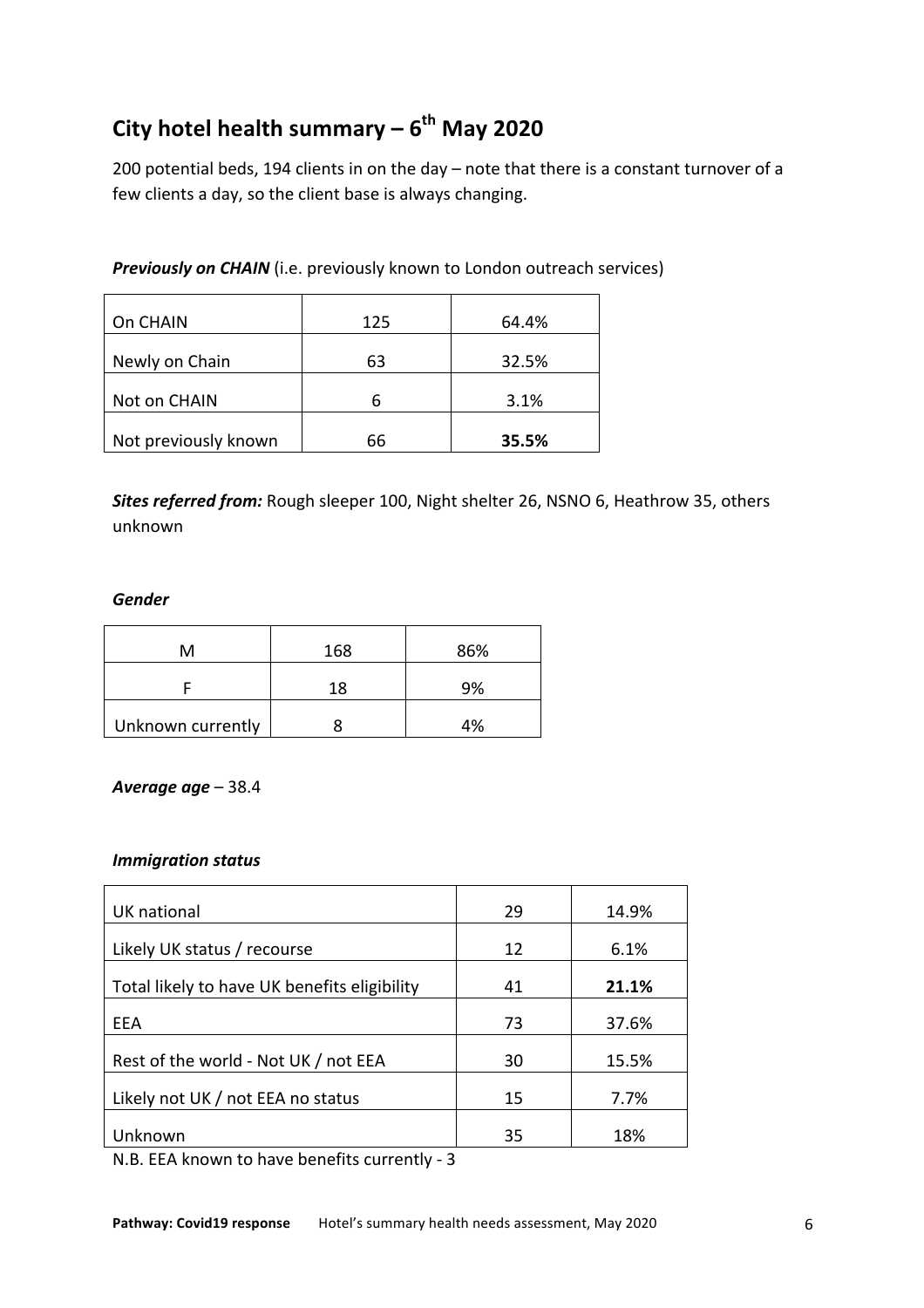## City hotel health summary – 6th May 2020

200 potential beds, 194 clients in on the day – note that there is a constant turnover of a few clients a day, so the client base is always changing.

***Previously on CHAIN*** (i.e. previously known to London outreach services)

| | | |
|---|---|---|
| On CHAIN | 125 | 64.4% |
| Newly on Chain | 63 | 32.5% |
| Not on CHAIN | 6 | 3.1% |
| Not previously known | 66 | **35.5%** |

***Sites referred from:*** Rough sleeper 100, Night shelter 26, NSNO 6, Heathrow 35, others unknown

***Gender***

| | | |
|---|---|---|
| M | 168 | 86% |
| F | 18 | 9% |
| Unknown currently | 8 | 4% |

***Average age*** – 38.4

***Immigration status***

| | | |
|---|---|---|
| UK national | 29 | 14.9% |
| Likely UK status / recourse | 12 | 6.1% |
| Total likely to have UK benefits eligibility | 41 | **21.1%** |
| EEA | 73 | 37.6% |
| Rest of the world - Not UK / not EEA | 30 | 15.5% |
| Likely not UK / not EEA no status | 15 | 7.7% |
| Unknown | 35 | 18% |

N.B. EEA known to have benefits currently - 3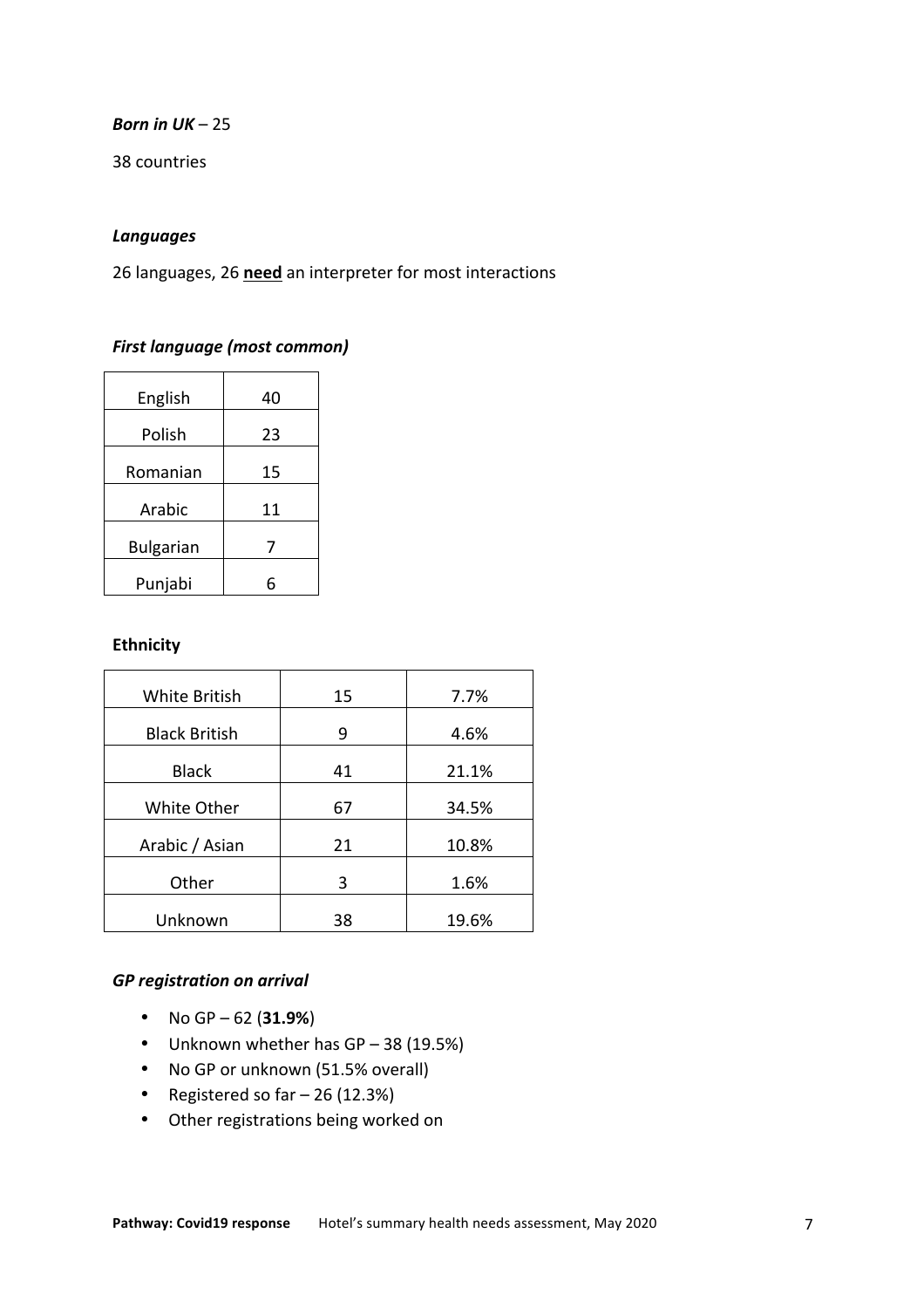***Born in UK*** – 25

38 countries

***Languages***

26 languages, 26 **<u>need</u>** an interpreter for most interactions

***First language (most common)***

| | |
|---|---|
| English | 40 |
| Polish | 23 |
| Romanian | 15 |
| Arabic | 11 |
| Bulgarian | 7 |
| Punjabi | 6 |

**Ethnicity**

| | | |
|---|---|---|
| White British | 15 | 7.7% |
| Black British | 9 | 4.6% |
| Black | 41 | 21.1% |
| White Other | 67 | 34.5% |
| Arabic / Asian | 21 | 10.8% |
| Other | 3 | 1.6% |
| Unknown | 38 | 19.6% |

***GP registration on arrival***

- No GP – 62 (**31.9%**)
- Unknown whether has GP – 38 (19.5%)
- No GP or unknown (51.5% overall)
- Registered so far – 26 (12.3%)
- Other registrations being worked on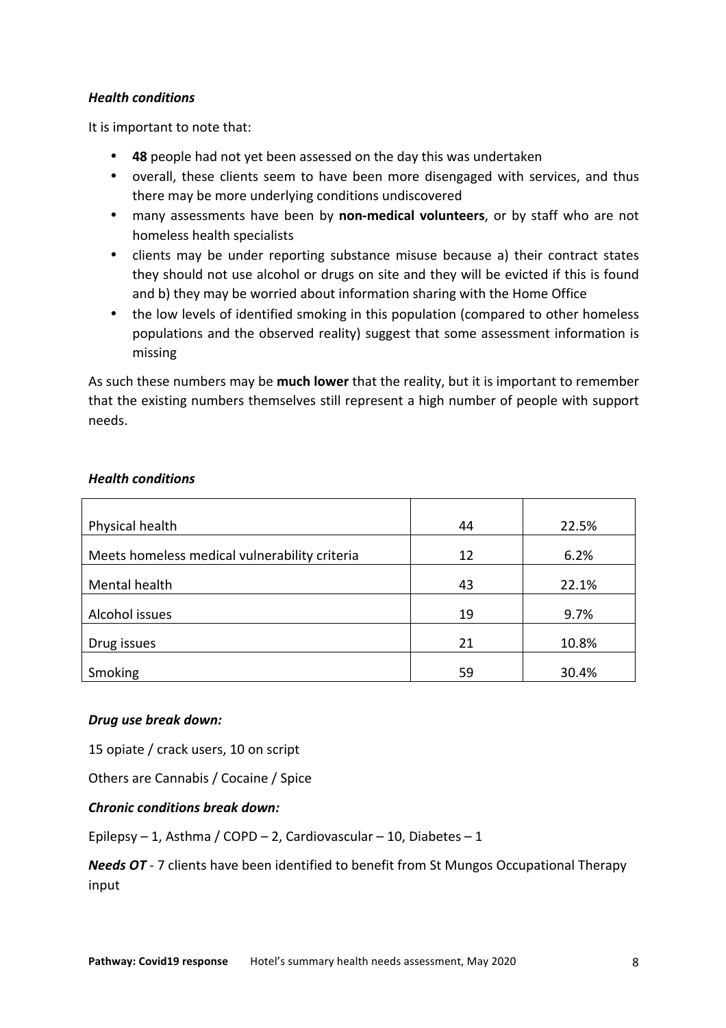***Health conditions***

It is important to note that:

- **48** people had not yet been assessed on the day this was undertaken
- overall, these clients seem to have been more disengaged with services, and thus there may be more underlying conditions undiscovered
- many assessments have been by **non-medical volunteers**, or by staff who are not homeless health specialists
- clients may be under reporting substance misuse because a) their contract states they should not use alcohol or drugs on site and they will be evicted if this is found and b) they may be worried about information sharing with the Home Office
- the low levels of identified smoking in this population (compared to other homeless populations and the observed reality) suggest that some assessment information is missing

As such these numbers may be **much lower** that the reality, but it is important to remember that the existing numbers themselves still represent a high number of people with support needs.

***Health conditions***

| | | |
|---|---|---|
| Physical health | 44 | 22.5% |
| Meets homeless medical vulnerability criteria | 12 | 6.2% |
| Mental health | 43 | 22.1% |
| Alcohol issues | 19 | 9.7% |
| Drug issues | 21 | 10.8% |
| Smoking | 59 | 30.4% |

***Drug use break down:***

15 opiate / crack users, 10 on script

Others are Cannabis / Cocaine / Spice

***Chronic conditions break down:***

Epilepsy – 1, Asthma / COPD – 2, Cardiovascular – 10, Diabetes – 1

***Needs OT*** - 7 clients have been identified to benefit from St Mungos Occupational Therapy input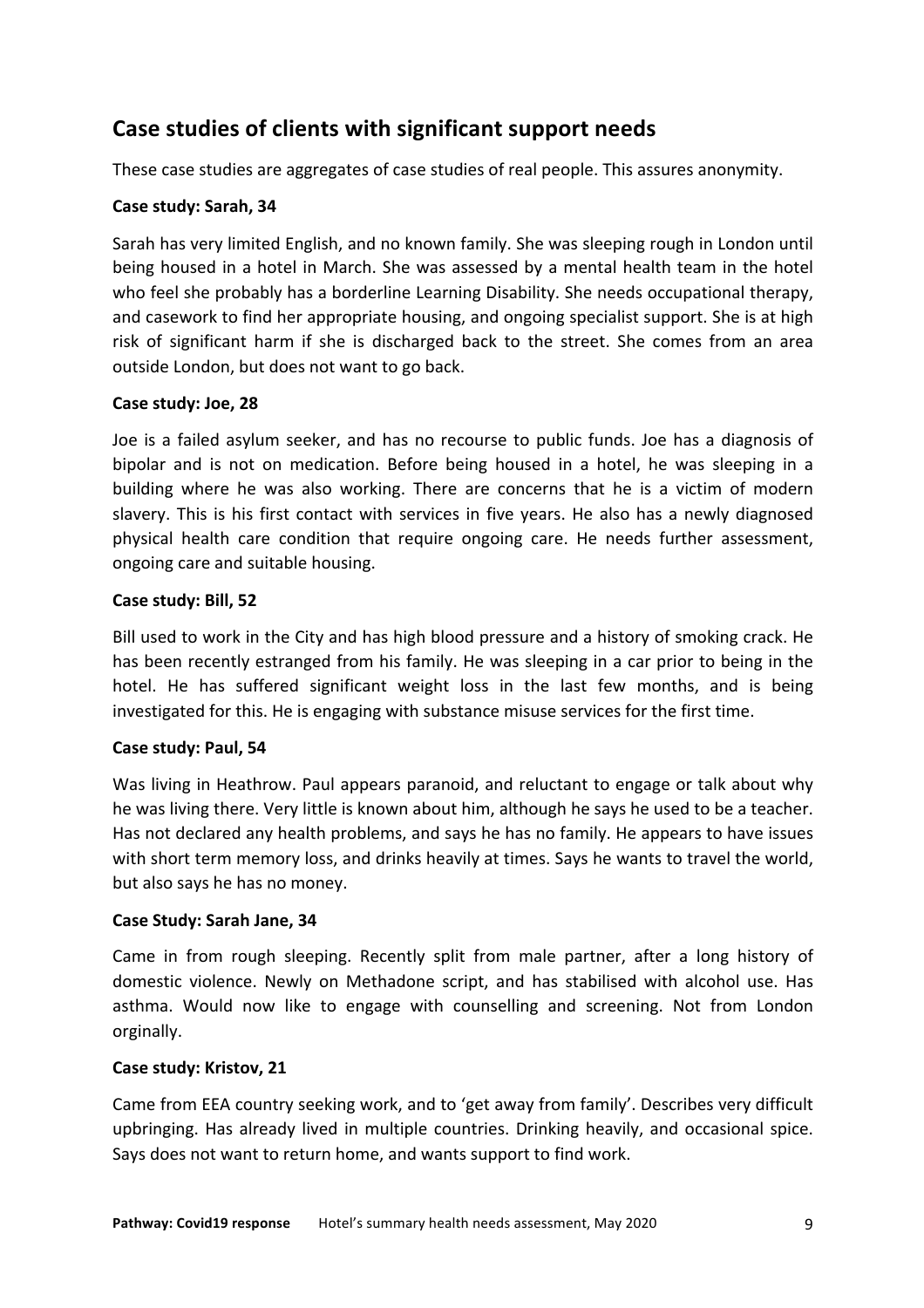## Case studies of clients with significant support needs

These case studies are aggregates of case studies of real people. This assures anonymity.

**Case study: Sarah, 34**

Sarah has very limited English, and no known family. She was sleeping rough in London until being housed in a hotel in March. She was assessed by a mental health team in the hotel who feel she probably has a borderline Learning Disability. She needs occupational therapy, and casework to find her appropriate housing, and ongoing specialist support. She is at high risk of significant harm if she is discharged back to the street. She comes from an area outside London, but does not want to go back.

**Case study: Joe, 28**

Joe is a failed asylum seeker, and has no recourse to public funds. Joe has a diagnosis of bipolar and is not on medication. Before being housed in a hotel, he was sleeping in a building where he was also working. There are concerns that he is a victim of modern slavery. This is his first contact with services in five years. He also has a newly diagnosed physical health care condition that require ongoing care. He needs further assessment, ongoing care and suitable housing.

**Case study: Bill, 52**

Bill used to work in the City and has high blood pressure and a history of smoking crack. He has been recently estranged from his family. He was sleeping in a car prior to being in the hotel. He has suffered significant weight loss in the last few months, and is being investigated for this. He is engaging with substance misuse services for the first time.

**Case study: Paul, 54**

Was living in Heathrow. Paul appears paranoid, and reluctant to engage or talk about why he was living there. Very little is known about him, although he says he used to be a teacher. Has not declared any health problems, and says he has no family. He appears to have issues with short term memory loss, and drinks heavily at times. Says he wants to travel the world, but also says he has no money.

**Case Study: Sarah Jane, 34**

Came in from rough sleeping. Recently split from male partner, after a long history of domestic violence. Newly on Methadone script, and has stabilised with alcohol use. Has asthma. Would now like to engage with counselling and screening. Not from London orginally.

**Case study: Kristov, 21**

Came from EEA country seeking work, and to 'get away from family'. Describes very difficult upbringing. Has already lived in multiple countries. Drinking heavily, and occasional spice. Says does not want to return home, and wants support to find work.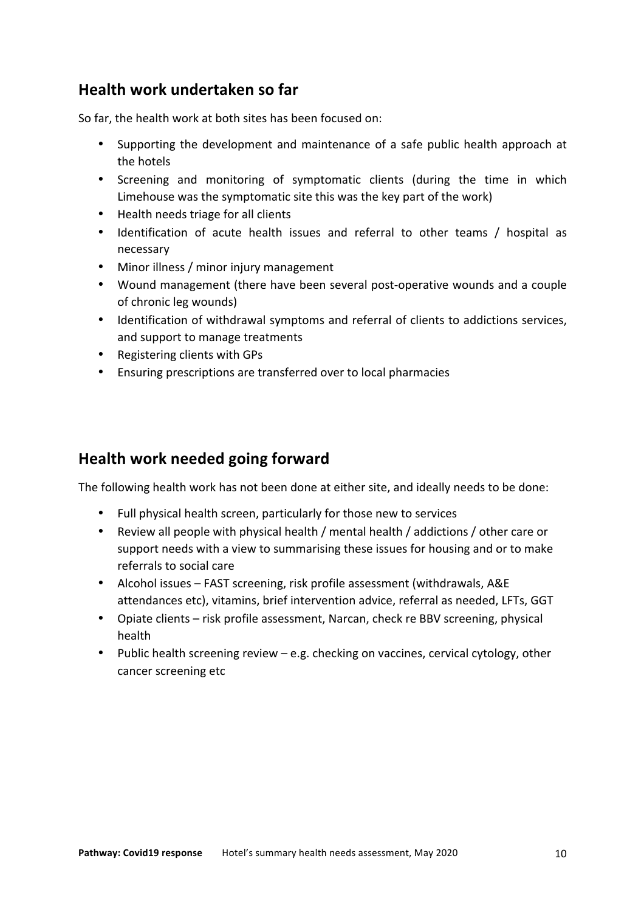## Health work undertaken so far

So far, the health work at both sites has been focused on:

- Supporting the development and maintenance of a safe public health approach at the hotels
- Screening and monitoring of symptomatic clients (during the time in which Limehouse was the symptomatic site this was the key part of the work)
- Health needs triage for all clients
- Identification of acute health issues and referral to other teams / hospital as necessary
- Minor illness / minor injury management
- Wound management (there have been several post-operative wounds and a couple of chronic leg wounds)
- Identification of withdrawal symptoms and referral of clients to addictions services, and support to manage treatments
- Registering clients with GPs
- Ensuring prescriptions are transferred over to local pharmacies

## Health work needed going forward

The following health work has not been done at either site, and ideally needs to be done:

- Full physical health screen, particularly for those new to services
- Review all people with physical health / mental health / addictions / other care or support needs with a view to summarising these issues for housing and or to make referrals to social care
- Alcohol issues – FAST screening, risk profile assessment (withdrawals, A&E attendances etc), vitamins, brief intervention advice, referral as needed, LFTs, GGT
- Opiate clients – risk profile assessment, Narcan, check re BBV screening, physical health
- Public health screening review – e.g. checking on vaccines, cervical cytology, other cancer screening etc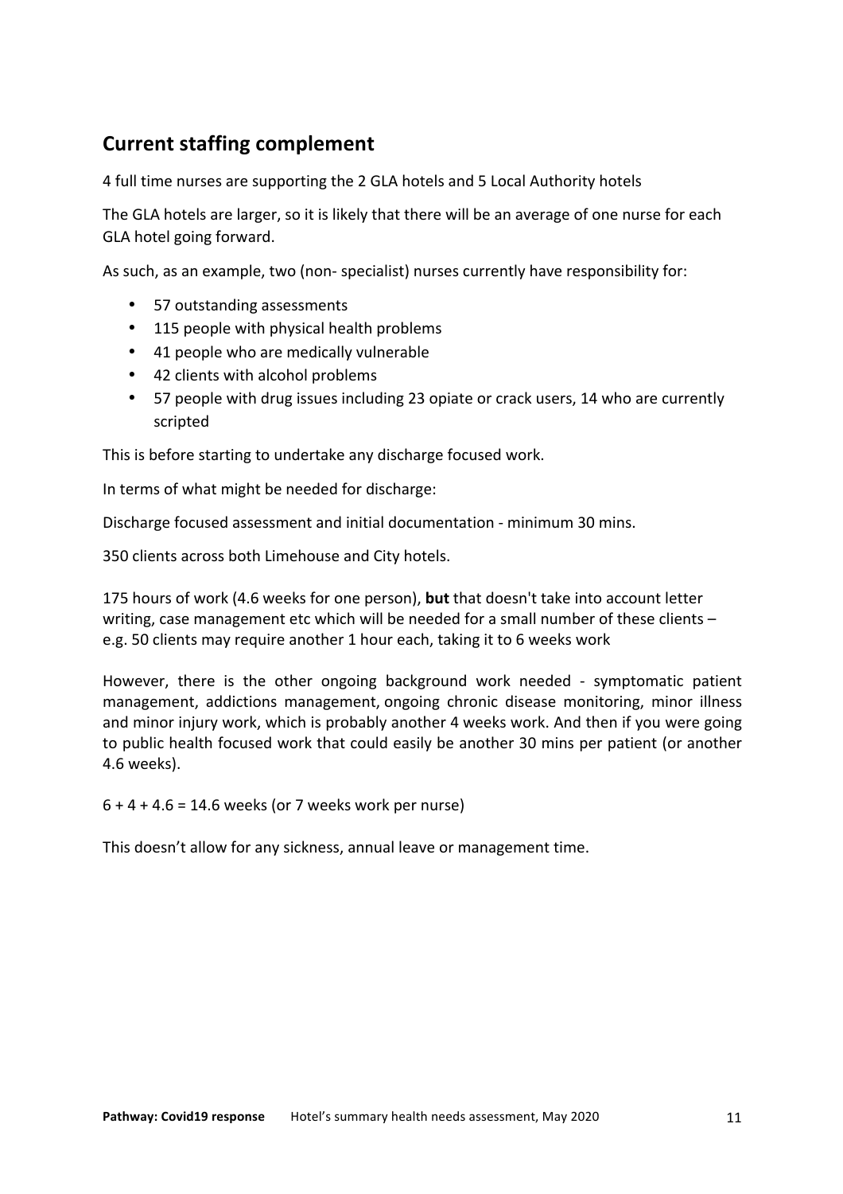## Current staffing complement

4 full time nurses are supporting the 2 GLA hotels and 5 Local Authority hotels

The GLA hotels are larger, so it is likely that there will be an average of one nurse for each GLA hotel going forward.

As such, as an example, two (non- specialist) nurses currently have responsibility for:

- 57 outstanding assessments
- 115 people with physical health problems
- 41 people who are medically vulnerable
- 42 clients with alcohol problems
- 57 people with drug issues including 23 opiate or crack users, 14 who are currently scripted

This is before starting to undertake any discharge focused work.

In terms of what might be needed for discharge:

Discharge focused assessment and initial documentation - minimum 30 mins.

350 clients across both Limehouse and City hotels.

175 hours of work (4.6 weeks for one person), **but** that doesn't take into account letter writing, case management etc which will be needed for a small number of these clients – e.g. 50 clients may require another 1 hour each, taking it to 6 weeks work

However, there is the other ongoing background work needed - symptomatic patient management, addictions management, ongoing chronic disease monitoring, minor illness and minor injury work, which is probably another 4 weeks work. And then if you were going to public health focused work that could easily be another 30 mins per patient (or another 4.6 weeks).

6 + 4 + 4.6 = 14.6 weeks (or 7 weeks work per nurse)

This doesn't allow for any sickness, annual leave or management time.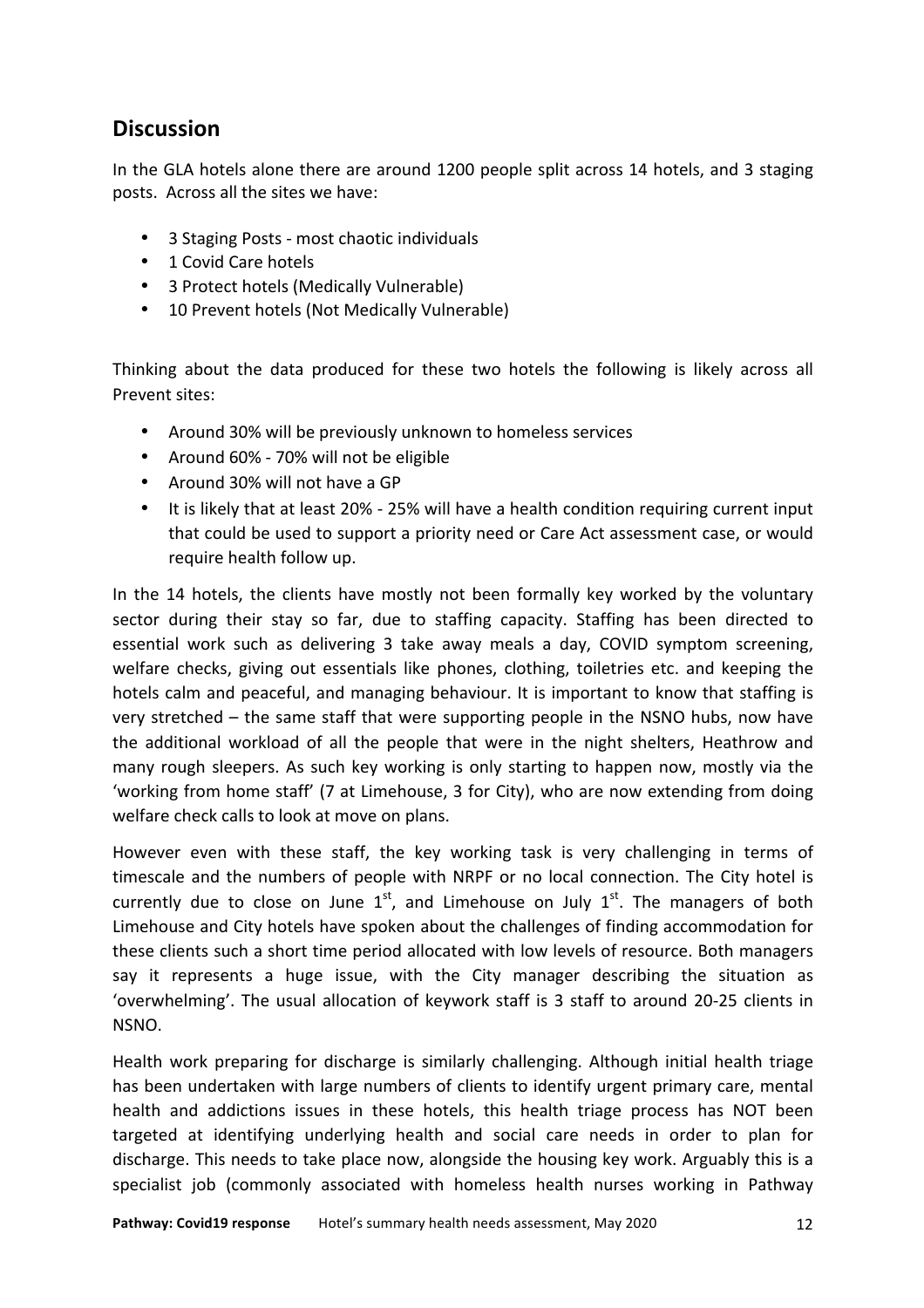## Discussion

In the GLA hotels alone there are around 1200 people split across 14 hotels, and 3 staging posts. Across all the sites we have:

- 3 Staging Posts - most chaotic individuals
- 1 Covid Care hotels
- 3 Protect hotels (Medically Vulnerable)
- 10 Prevent hotels (Not Medically Vulnerable)

Thinking about the data produced for these two hotels the following is likely across all Prevent sites:

- Around 30% will be previously unknown to homeless services
- Around 60% - 70% will not be eligible
- Around 30% will not have a GP
- It is likely that at least 20% - 25% will have a health condition requiring current input that could be used to support a priority need or Care Act assessment case, or would require health follow up.

In the 14 hotels, the clients have mostly not been formally key worked by the voluntary sector during their stay so far, due to staffing capacity. Staffing has been directed to essential work such as delivering 3 take away meals a day, COVID symptom screening, welfare checks, giving out essentials like phones, clothing, toiletries etc. and keeping the hotels calm and peaceful, and managing behaviour. It is important to know that staffing is very stretched – the same staff that were supporting people in the NSNO hubs, now have the additional workload of all the people that were in the night shelters, Heathrow and many rough sleepers. As such key working is only starting to happen now, mostly via the 'working from home staff' (7 at Limehouse, 3 for City), who are now extending from doing welfare check calls to look at move on plans.

However even with these staff, the key working task is very challenging in terms of timescale and the numbers of people with NRPF or no local connection. The City hotel is currently due to close on June 1st, and Limehouse on July 1st. The managers of both Limehouse and City hotels have spoken about the challenges of finding accommodation for these clients such a short time period allocated with low levels of resource. Both managers say it represents a huge issue, with the City manager describing the situation as 'overwhelming'. The usual allocation of keywork staff is 3 staff to around 20-25 clients in NSNO.

Health work preparing for discharge is similarly challenging. Although initial health triage has been undertaken with large numbers of clients to identify urgent primary care, mental health and addictions issues in these hotels, this health triage process has NOT been targeted at identifying underlying health and social care needs in order to plan for discharge. This needs to take place now, alongside the housing key work. Arguably this is a specialist job (commonly associated with homeless health nurses working in Pathway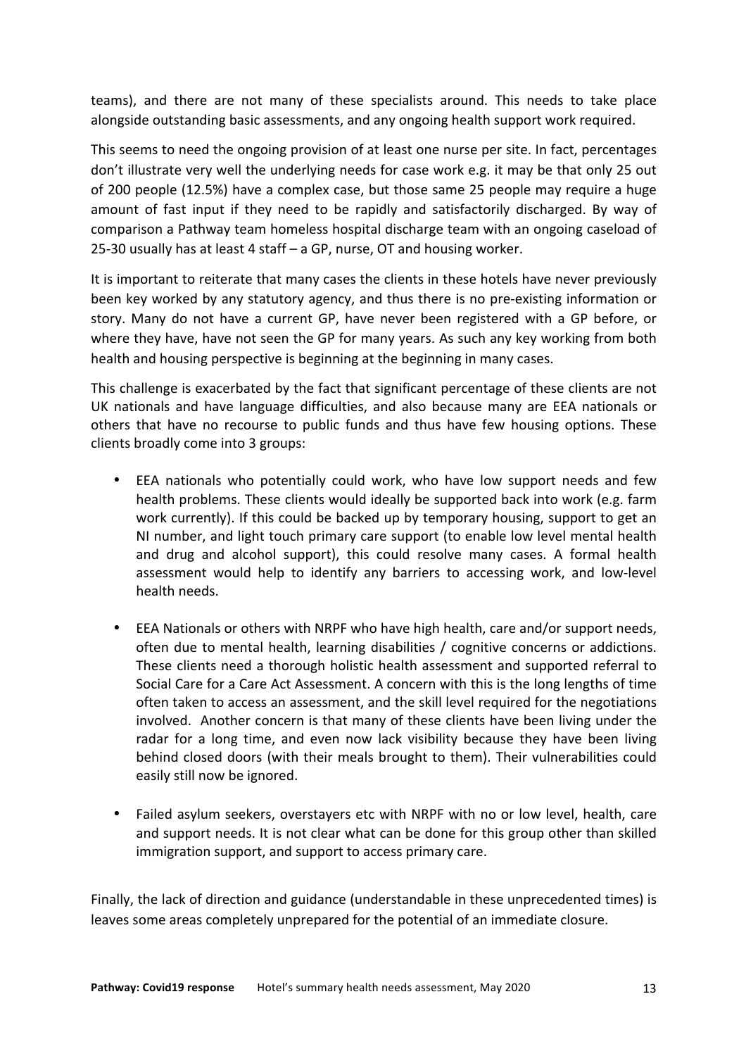teams), and there are not many of these specialists around. This needs to take place alongside outstanding basic assessments, and any ongoing health support work required.

This seems to need the ongoing provision of at least one nurse per site. In fact, percentages don't illustrate very well the underlying needs for case work e.g. it may be that only 25 out of 200 people (12.5%) have a complex case, but those same 25 people may require a huge amount of fast input if they need to be rapidly and satisfactorily discharged. By way of comparison a Pathway team homeless hospital discharge team with an ongoing caseload of 25-30 usually has at least 4 staff – a GP, nurse, OT and housing worker.

It is important to reiterate that many cases the clients in these hotels have never previously been key worked by any statutory agency, and thus there is no pre-existing information or story. Many do not have a current GP, have never been registered with a GP before, or where they have, have not seen the GP for many years. As such any key working from both health and housing perspective is beginning at the beginning in many cases.

This challenge is exacerbated by the fact that significant percentage of these clients are not UK nationals and have language difficulties, and also because many are EEA nationals or others that have no recourse to public funds and thus have few housing options. These clients broadly come into 3 groups:

- EEA nationals who potentially could work, who have low support needs and few health problems. These clients would ideally be supported back into work (e.g. farm work currently). If this could be backed up by temporary housing, support to get an NI number, and light touch primary care support (to enable low level mental health and drug and alcohol support), this could resolve many cases. A formal health assessment would help to identify any barriers to accessing work, and low-level health needs.

- EEA Nationals or others with NRPF who have high health, care and/or support needs, often due to mental health, learning disabilities / cognitive concerns or addictions. These clients need a thorough holistic health assessment and supported referral to Social Care for a Care Act Assessment. A concern with this is the long lengths of time often taken to access an assessment, and the skill level required for the negotiations involved. Another concern is that many of these clients have been living under the radar for a long time, and even now lack visibility because they have been living behind closed doors (with their meals brought to them). Their vulnerabilities could easily still now be ignored.

- Failed asylum seekers, overstayers etc with NRPF with no or low level, health, care and support needs. It is not clear what can be done for this group other than skilled immigration support, and support to access primary care.

Finally, the lack of direction and guidance (understandable in these unprecedented times) is leaves some areas completely unprepared for the potential of an immediate closure.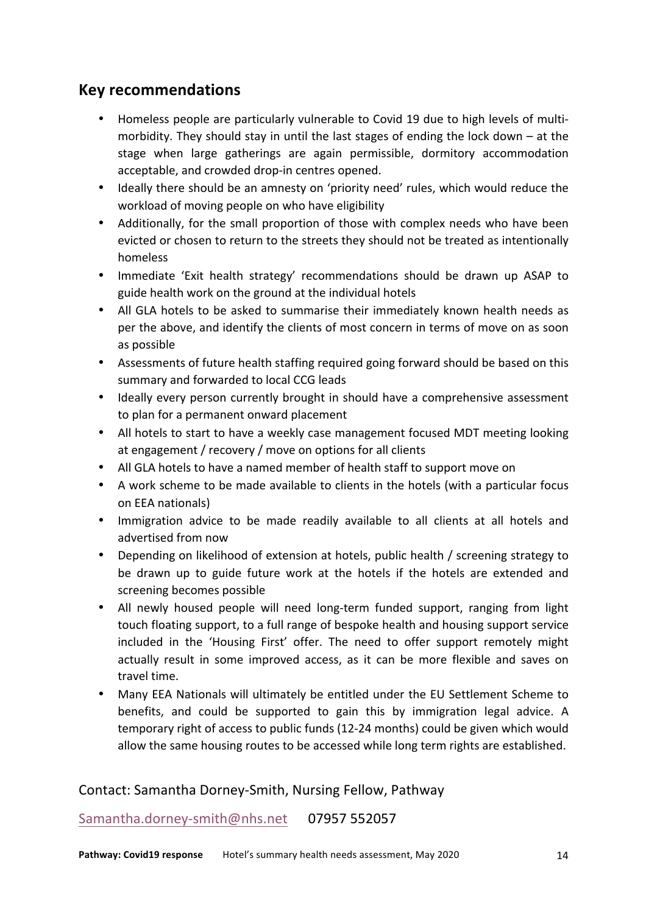## Key recommendations

- Homeless people are particularly vulnerable to Covid 19 due to high levels of multi-morbidity. They should stay in until the last stages of ending the lock down – at the stage when large gatherings are again permissible, dormitory accommodation acceptable, and crowded drop-in centres opened.
- Ideally there should be an amnesty on 'priority need' rules, which would reduce the workload of moving people on who have eligibility
- Additionally, for the small proportion of those with complex needs who have been evicted or chosen to return to the streets they should not be treated as intentionally homeless
- Immediate 'Exit health strategy' recommendations should be drawn up ASAP to guide health work on the ground at the individual hotels
- All GLA hotels to be asked to summarise their immediately known health needs as per the above, and identify the clients of most concern in terms of move on as soon as possible
- Assessments of future health staffing required going forward should be based on this summary and forwarded to local CCG leads
- Ideally every person currently brought in should have a comprehensive assessment to plan for a permanent onward placement
- All hotels to start to have a weekly case management focused MDT meeting looking at engagement / recovery / move on options for all clients
- All GLA hotels to have a named member of health staff to support move on
- A work scheme to be made available to clients in the hotels (with a particular focus on EEA nationals)
- Immigration advice to be made readily available to all clients at all hotels and advertised from now
- Depending on likelihood of extension at hotels, public health / screening strategy to be drawn up to guide future work at the hotels if the hotels are extended and screening becomes possible
- All newly housed people will need long-term funded support, ranging from light touch floating support, to a full range of bespoke health and housing support service included in the 'Housing First' offer. The need to offer support remotely might actually result in some improved access, as it can be more flexible and saves on travel time.
- Many EEA Nationals will ultimately be entitled under the EU Settlement Scheme to benefits, and could be supported to gain this by immigration legal advice. A temporary right of access to public funds (12-24 months) could be given which would allow the same housing routes to be accessed while long term rights are established.

Contact: Samantha Dorney-Smith, Nursing Fellow, Pathway

Samantha.dorney-smith@nhs.net 07957 552057